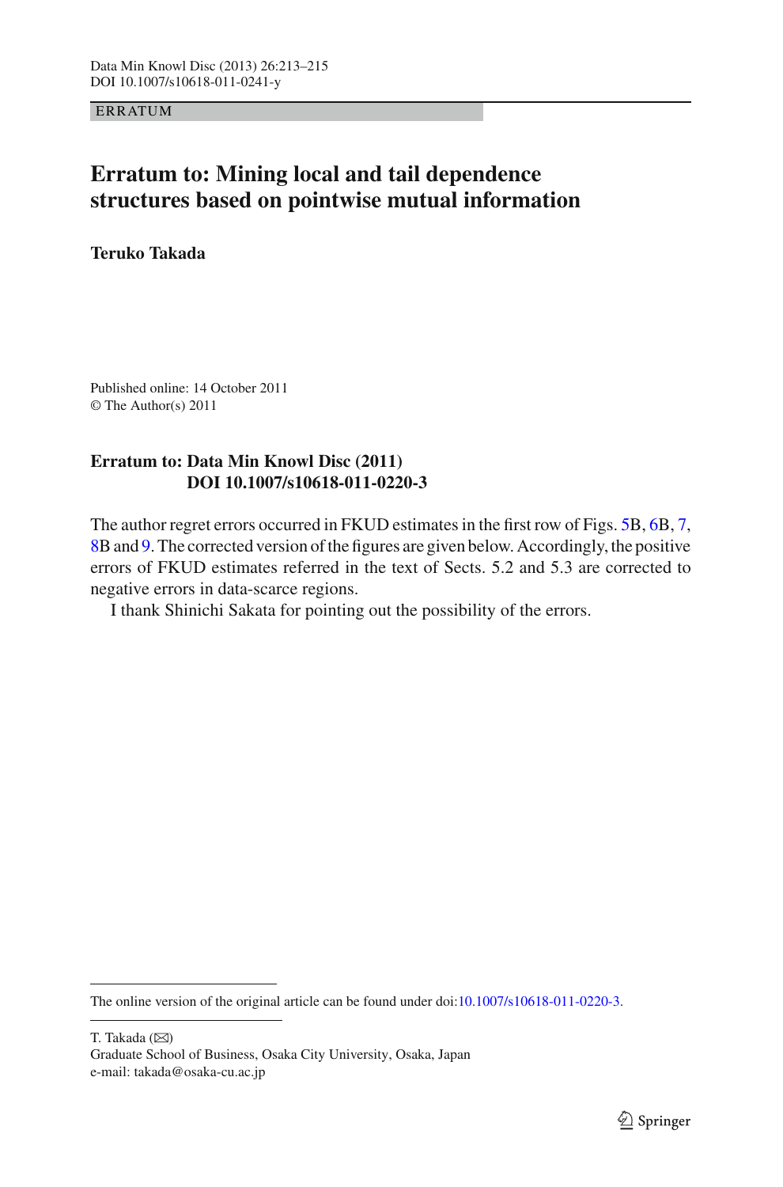ERRATUM

# Erratum to: Mining local and tail dependence structures based on pointwise mutual information

**Teruko Takada**

Published online: 14 October 2011
© The Author(s) 2011

**Erratum to: Data Min Knowl Disc (2011)**
**DOI 10.1007/s10618-011-0220-3**

The author regret errors occurred in FKUD estimates in the first row of Figs. 5B, 6B, 7, 8B and 9. The corrected version of the figures are given below. Accordingly, the positive errors of FKUD estimates referred in the text of Sects. 5.2 and 5.3 are corrected to negative errors in data-scarce regions.

I thank Shinichi Sakata for pointing out the possibility of the errors.

---

The online version of the original article can be found under doi:10.1007/s10618-011-0220-3.

T. Takada (✉)
Graduate School of Business, Osaka City University, Osaka, Japan
e-mail: takada@osaka-cu.ac.jp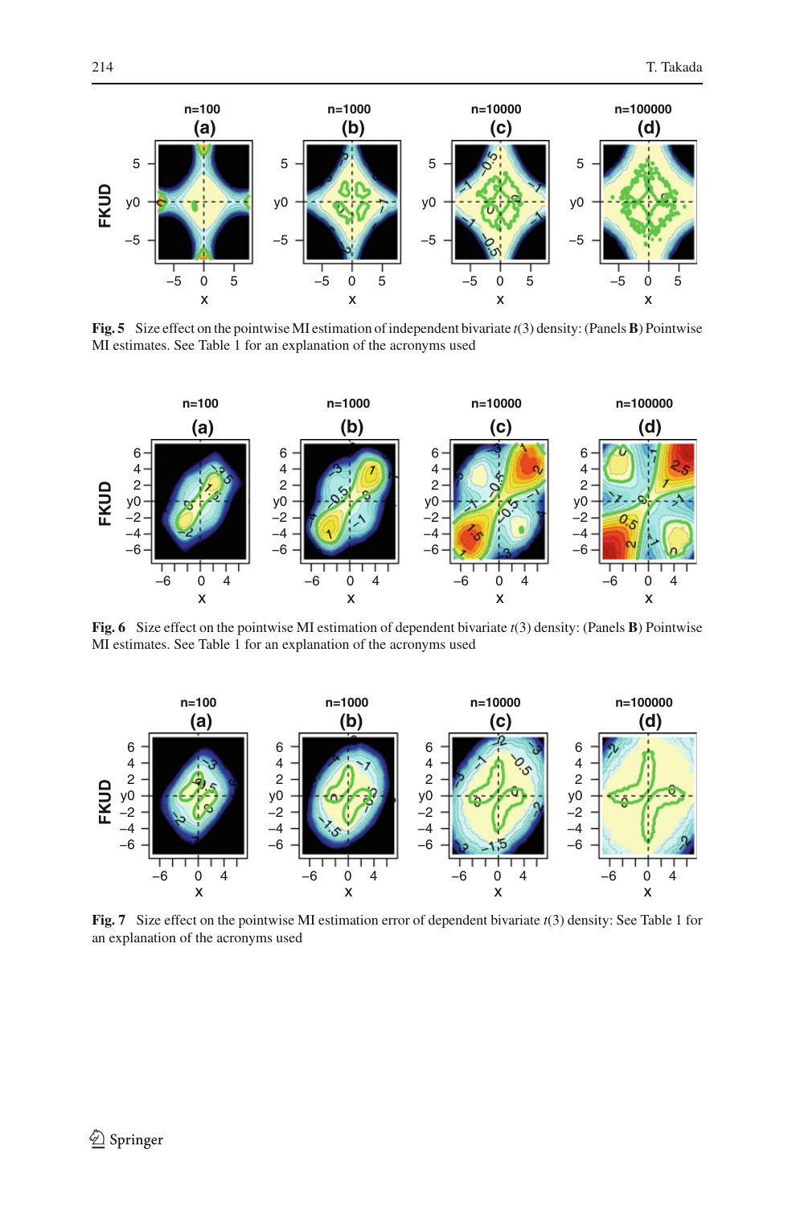**Fig. 5** Size effect on the pointwise MI estimation of independent bivariate $t(3)$ density: (Panels **B**) Pointwise MI estimates. See Table 1 for an explanation of the acronyms used

**Fig. 6** Size effect on the pointwise MI estimation of dependent bivariate $t(3)$ density: (Panels **B**) Pointwise MI estimates. See Table 1 for an explanation of the acronyms used

**Fig. 7** Size effect on the pointwise MI estimation error of dependent bivariate $t(3)$ density: See Table 1 for an explanation of the acronyms used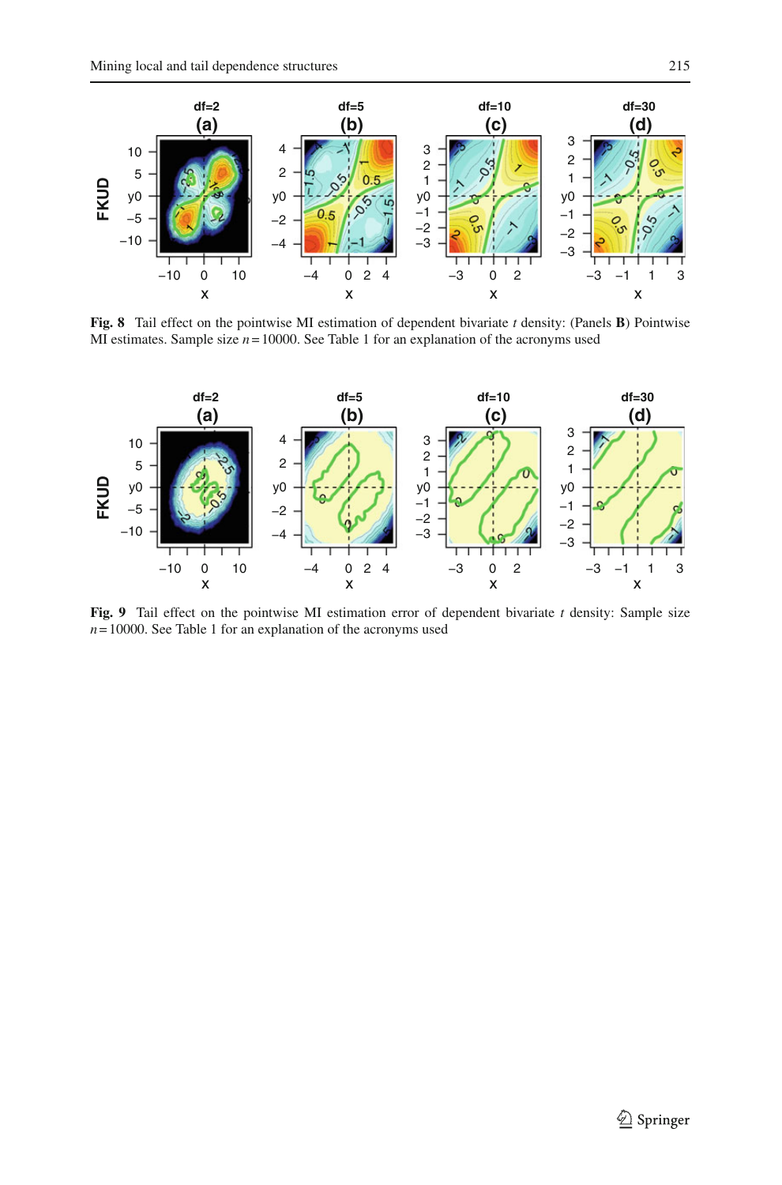df=2
(a)
df=5
(b)
df=10
(c)
df=30
(d)

FKUD

**Fig. 8** Tail effect on the pointwise MI estimation of dependent bivariate $t$ density: (Panels **B**) Pointwise MI estimates. Sample size $n = 10000$. See Table 1 for an explanation of the acronyms used

df=2
(a)
df=5
(b)
df=10
(c)
df=30
(d)

FKUD

**Fig. 9** Tail effect on the pointwise MI estimation error of dependent bivariate $t$ density: Sample size $n = 10000$. See Table 1 for an explanation of the acronyms used